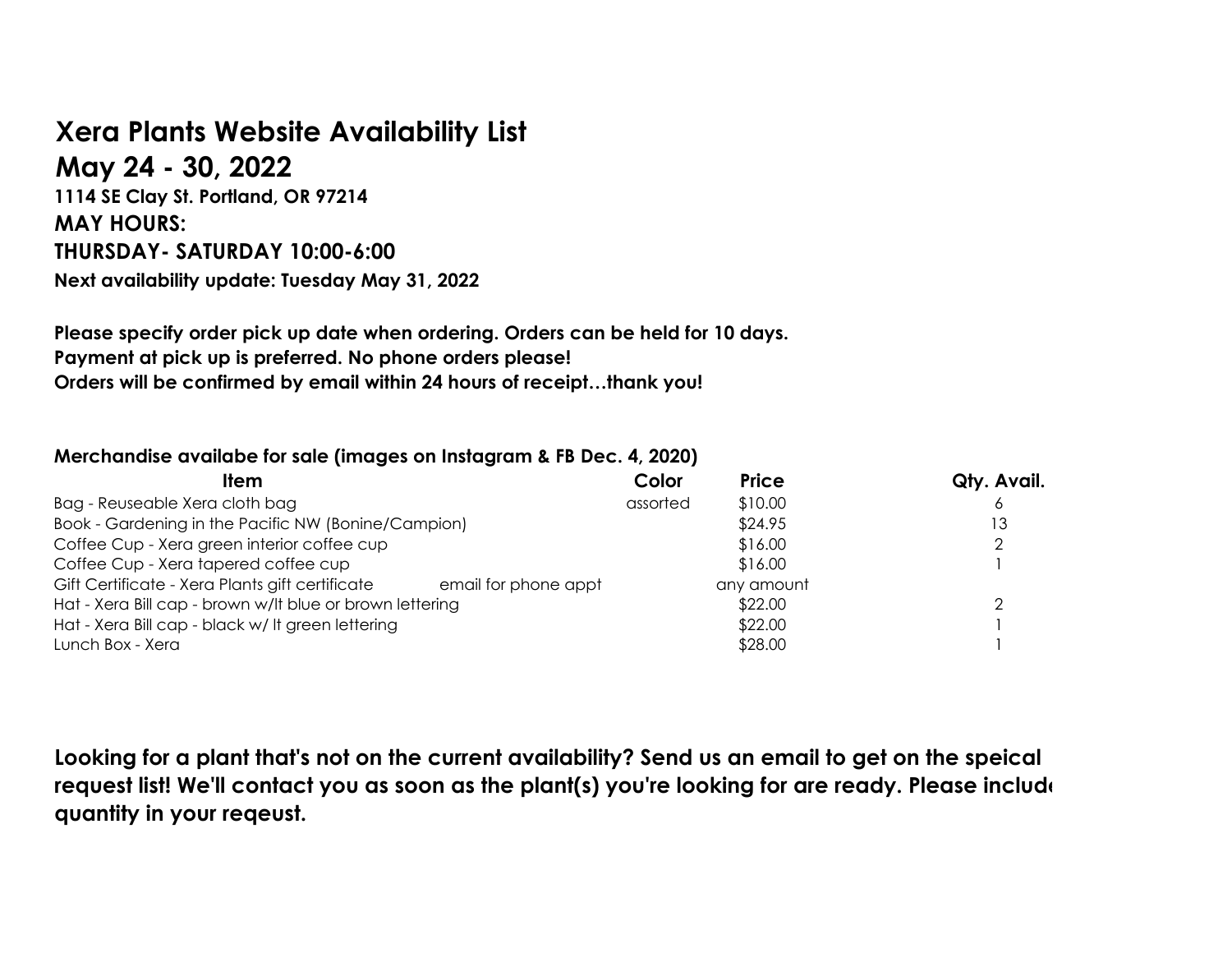# Xera Plants Website Availability List

## May 24 - 30, 2022

**1114 SE Clay St. Portland, OR 97214**

**MAY HOURS:**

**THURSDAY- SATURDAY 10:00-6:00**

**Next availability update: Tuesday May 31, 2022**

**Please specify order pick up date when ordering. Orders can be held for 10 days.**
**Payment at pick up is preferred. No phone orders please!**
**Orders will be confirmed by email within 24 hours of receipt…thank you!**

**Merchandise availabe for sale (images on Instagram & FB Dec. 4, 2020)**

| Item | Color | Price | Qty. Avail. |
|---|---|---|---|
| Bag - Reuseable Xera cloth bag | assorted | $10.00 | 6 |
| Book - Gardening in the Pacific NW (Bonine/Campion) | | $24.95 | 13 |
| Coffee Cup - Xera green interior coffee cup | | $16.00 | 2 |
| Coffee Cup - Xera tapered coffee cup | | $16.00 | 1 |
| Gift Certificate - Xera Plants gift certificate email for phone appt | | any amount | |
| Hat - Xera Bill cap - brown w/lt blue or brown lettering | | $22.00 | 2 |
| Hat - Xera Bill cap - black w/ lt green lettering | | $22.00 | 1 |
| Lunch Box - Xera | | $28.00 | 1 |

**Looking for a plant that's not on the current availability? Send us an email to get on the speical request list! We'll contact you as soon as the plant(s) you're looking for are ready. Please include quantity in your reqeust.**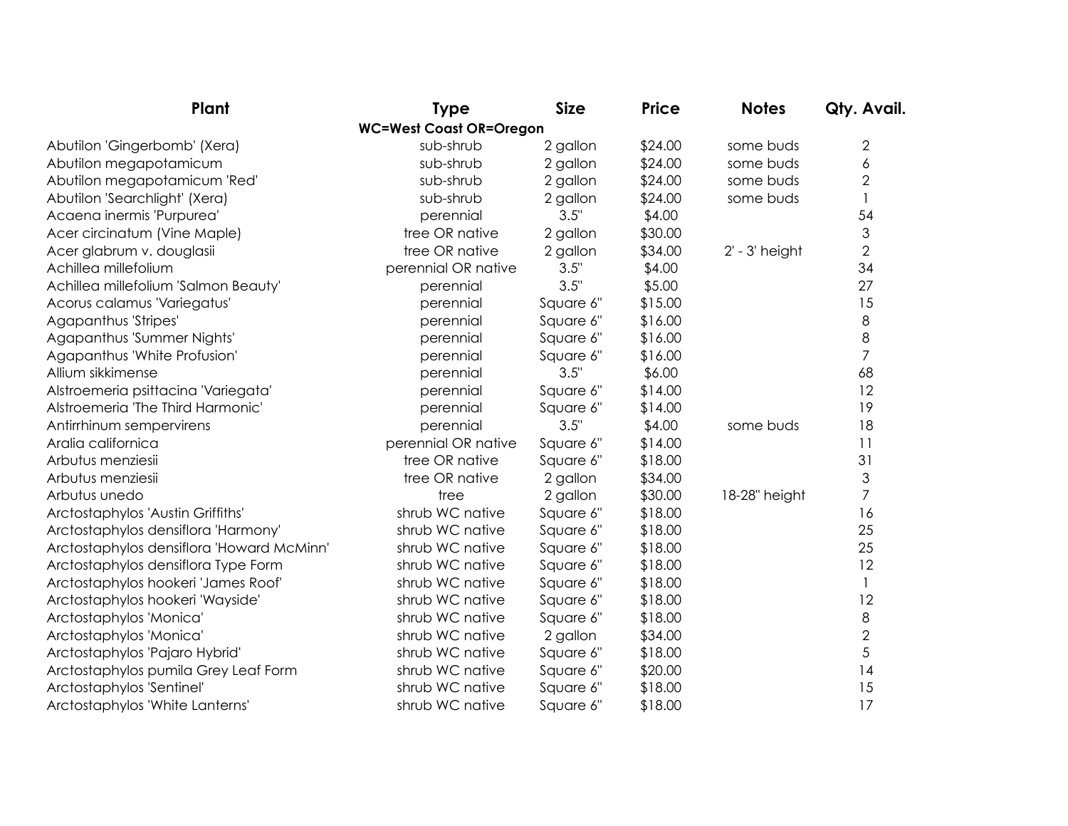| Plant | Type | Size | Price | Notes | Qty. Avail. |
|---|---|---|---|---|---|
| | **WC=West Coast OR=Oregon** | | | | |
| Abutilon 'Gingerbomb' (Xera) | sub-shrub | 2 gallon | $24.00 | some buds | 2 |
| Abutilon megapotamicum | sub-shrub | 2 gallon | $24.00 | some buds | 6 |
| Abutilon megapotamicum 'Red' | sub-shrub | 2 gallon | $24.00 | some buds | 2 |
| Abutilon 'Searchlight' (Xera) | sub-shrub | 2 gallon | $24.00 | some buds | 1 |
| Acaena inermis 'Purpurea' | perennial | 3.5" | $4.00 | | 54 |
| Acer circinatum (Vine Maple) | tree OR native | 2 gallon | $30.00 | | 3 |
| Acer glabrum v. douglasii | tree OR native | 2 gallon | $34.00 | 2' - 3' height | 2 |
| Achillea millefolium | perennial OR native | 3.5" | $4.00 | | 34 |
| Achillea millefolium 'Salmon Beauty' | perennial | 3.5" | $5.00 | | 27 |
| Acorus calamus 'Variegatus' | perennial | Square 6" | $15.00 | | 15 |
| Agapanthus 'Stripes' | perennial | Square 6" | $16.00 | | 8 |
| Agapanthus 'Summer Nights' | perennial | Square 6" | $16.00 | | 8 |
| Agapanthus 'White Profusion' | perennial | Square 6" | $16.00 | | 7 |
| Allium sikkimense | perennial | 3.5" | $6.00 | | 68 |
| Alstroemeria psittacina 'Variegata' | perennial | Square 6" | $14.00 | | 12 |
| Alstroemeria 'The Third Harmonic' | perennial | Square 6" | $14.00 | | 19 |
| Antirrhinum sempervirens | perennial | 3.5" | $4.00 | some buds | 18 |
| Aralia californica | perennial OR native | Square 6" | $14.00 | | 11 |
| Arbutus menziesii | tree OR native | Square 6" | $18.00 | | 31 |
| Arbutus menziesii | tree OR native | 2 gallon | $34.00 | | 3 |
| Arbutus unedo | tree | 2 gallon | $30.00 | 18-28" height | 7 |
| Arctostaphylos 'Austin Griffiths' | shrub WC native | Square 6" | $18.00 | | 16 |
| Arctostaphylos densiflora 'Harmony' | shrub WC native | Square 6" | $18.00 | | 25 |
| Arctostaphylos densiflora 'Howard McMinn' | shrub WC native | Square 6" | $18.00 | | 25 |
| Arctostaphylos densiflora Type Form | shrub WC native | Square 6" | $18.00 | | 12 |
| Arctostaphylos hookeri 'James Roof' | shrub WC native | Square 6" | $18.00 | | 1 |
| Arctostaphylos hookeri 'Wayside' | shrub WC native | Square 6" | $18.00 | | 12 |
| Arctostaphylos 'Monica' | shrub WC native | Square 6" | $18.00 | | 8 |
| Arctostaphylos 'Monica' | shrub WC native | 2 gallon | $34.00 | | 2 |
| Arctostaphylos 'Pajaro Hybrid' | shrub WC native | Square 6" | $18.00 | | 5 |
| Arctostaphylos pumila Grey Leaf Form | shrub WC native | Square 6" | $20.00 | | 14 |
| Arctostaphylos 'Sentinel' | shrub WC native | Square 6" | $18.00 | | 15 |
| Arctostaphylos 'White Lanterns' | shrub WC native | Square 6" | $18.00 | | 17 |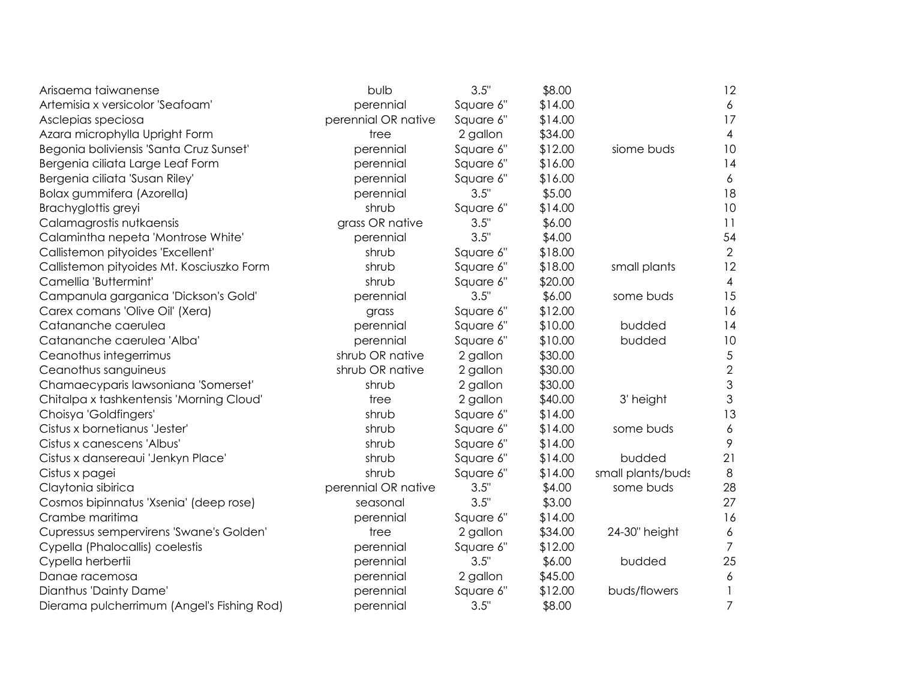| | | | | | |
|---|---|---|---|---|---|
| Arisaema taiwanense | bulb | 3.5" | $8.00 | | 12 |
| Artemisia x versicolor 'Seafoam' | perennial | Square 6" | $14.00 | | 6 |
| Asclepias speciosa | perennial OR native | Square 6" | $14.00 | | 17 |
| Azara microphylla Upright Form | tree | 2 gallon | $34.00 | | 4 |
| Begonia boliviensis 'Santa Cruz Sunset' | perennial | Square 6" | $12.00 | siome buds | 10 |
| Bergenia ciliata Large Leaf Form | perennial | Square 6" | $16.00 | | 14 |
| Bergenia ciliata 'Susan Riley' | perennial | Square 6" | $16.00 | | 6 |
| Bolax gummifera (Azorella) | perennial | 3.5" | $5.00 | | 18 |
| Brachyglottis greyi | shrub | Square 6" | $14.00 | | 10 |
| Calamagrostis nutkaensis | grass OR native | 3.5" | $6.00 | | 11 |
| Calamintha nepeta 'Montrose White' | perennial | 3.5" | $4.00 | | 54 |
| Callistemon pityoides 'Excellent' | shrub | Square 6" | $18.00 | | 2 |
| Callistemon pityoides Mt. Kosciuszko Form | shrub | Square 6" | $18.00 | small plants | 12 |
| Camellia 'Buttermint' | shrub | Square 6" | $20.00 | | 4 |
| Campanula garganica 'Dickson's Gold' | perennial | 3.5" | $6.00 | some buds | 15 |
| Carex comans 'Olive Oil' (Xera) | grass | Square 6" | $12.00 | | 16 |
| Catananche caerulea | perennial | Square 6" | $10.00 | budded | 14 |
| Catananche caerulea 'Alba' | perennial | Square 6" | $10.00 | budded | 10 |
| Ceanothus integerrimus | shrub OR native | 2 gallon | $30.00 | | 5 |
| Ceanothus sanguineus | shrub OR native | 2 gallon | $30.00 | | 2 |
| Chamaecyparis lawsoniana 'Somerset' | shrub | 2 gallon | $30.00 | | 3 |
| Chitalpa x tashkentensis 'Morning Cloud' | tree | 2 gallon | $40.00 | 3' height | 3 |
| Choisya 'Goldfingers' | shrub | Square 6" | $14.00 | | 13 |
| Cistus x bornetianus 'Jester' | shrub | Square 6" | $14.00 | some buds | 6 |
| Cistus x canescens 'Albus' | shrub | Square 6" | $14.00 | | 9 |
| Cistus x dansereaui 'Jenkyn Place' | shrub | Square 6" | $14.00 | budded | 21 |
| Cistus x pagei | shrub | Square 6" | $14.00 | small plants/buds | 8 |
| Claytonia sibirica | perennial OR native | 3.5" | $4.00 | some buds | 28 |
| Cosmos bipinnatus 'Xsenia' (deep rose) | seasonal | 3.5" | $3.00 | | 27 |
| Crambe maritima | perennial | Square 6" | $14.00 | | 16 |
| Cupressus sempervirens 'Swane's Golden' | tree | 2 gallon | $34.00 | 24-30" height | 6 |
| Cypella (Phalocallis) coelestis | perennial | Square 6" | $12.00 | | 7 |
| Cypella herbertii | perennial | 3.5" | $6.00 | budded | 25 |
| Danae racemosa | perennial | 2 gallon | $45.00 | | 6 |
| Dianthus 'Dainty Dame' | perennial | Square 6" | $12.00 | buds/flowers | 1 |
| Dierama pulcherrimum (Angel's Fishing Rod) | perennial | 3.5" | $8.00 | | 7 |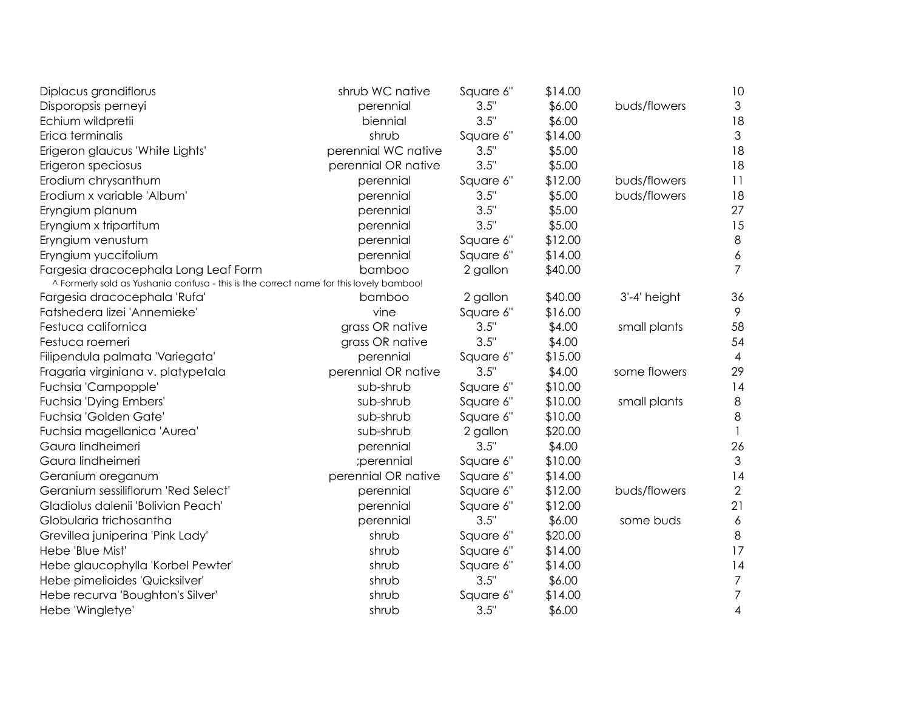| | | | | | |
|---|---|---|---|---|---|
| Diplacus grandiflorus | shrub WC native | Square 6" | $14.00 | | 10 |
| Disporopsis perneyi | perennial | 3.5" | $6.00 | buds/flowers | 3 |
| Echium wildpretii | biennial | 3.5" | $6.00 | | 18 |
| Erica terminalis | shrub | Square 6" | $14.00 | | 3 |
| Erigeron glaucus 'White Lights' | perennial WC native | 3.5" | $5.00 | | 18 |
| Erigeron speciosus | perennial OR native | 3.5" | $5.00 | | 18 |
| Erodium chrysanthum | perennial | Square 6" | $12.00 | buds/flowers | 11 |
| Erodium x variable 'Album' | perennial | 3.5" | $5.00 | buds/flowers | 18 |
| Eryngium planum | perennial | 3.5" | $5.00 | | 27 |
| Eryngium x tripartitum | perennial | 3.5" | $5.00 | | 15 |
| Eryngium venustum | perennial | Square 6" | $12.00 | | 8 |
| Eryngium yuccifolium | perennial | Square 6" | $14.00 | | 6 |
| Fargesia dracocephala Long Leaf Form | bamboo | 2 gallon | $40.00 | | 7 |
| ^ Formerly sold as Yushania confusa - this is the correct name for this lovely bamboo! | | | | | |
| Fargesia dracocephala 'Rufa' | bamboo | 2 gallon | $40.00 | 3'-4' height | 36 |
| Fatshedera lizei 'Annemieke' | vine | Square 6" | $16.00 | | 9 |
| Festuca californica | grass OR native | 3.5" | $4.00 | small plants | 58 |
| Festuca roemeri | grass OR native | 3.5" | $4.00 | | 54 |
| Filipendula palmata 'Variegata' | perennial | Square 6" | $15.00 | | 4 |
| Fragaria virginiana v. platypetala | perennial OR native | 3.5" | $4.00 | some flowers | 29 |
| Fuchsia 'Campopple' | sub-shrub | Square 6" | $10.00 | | 14 |
| Fuchsia 'Dying Embers' | sub-shrub | Square 6" | $10.00 | small plants | 8 |
| Fuchsia 'Golden Gate' | sub-shrub | Square 6" | $10.00 | | 8 |
| Fuchsia magellanica 'Aurea' | sub-shrub | 2 gallon | $20.00 | | 1 |
| Gaura lindheimeri | perennial | 3.5" | $4.00 | | 26 |
| Gaura lindheimeri | ;perennial | Square 6" | $10.00 | | 3 |
| Geranium oreganum | perennial OR native | Square 6" | $14.00 | | 14 |
| Geranium sessiliflorum 'Red Select' | perennial | Square 6" | $12.00 | buds/flowers | 2 |
| Gladiolus dalenii 'Bolivian Peach' | perennial | Square 6" | $12.00 | | 21 |
| Globularia trichosantha | perennial | 3.5" | $6.00 | some buds | 6 |
| Grevillea juniperina 'Pink Lady' | shrub | Square 6" | $20.00 | | 8 |
| Hebe 'Blue Mist' | shrub | Square 6" | $14.00 | | 17 |
| Hebe glaucophylla 'Korbel Pewter' | shrub | Square 6" | $14.00 | | 14 |
| Hebe pimelioides 'Quicksilver' | shrub | 3.5" | $6.00 | | 7 |
| Hebe recurva 'Boughton's Silver' | shrub | Square 6" | $14.00 | | 7 |
| Hebe 'Wingletye' | shrub | 3.5" | $6.00 | | 4 |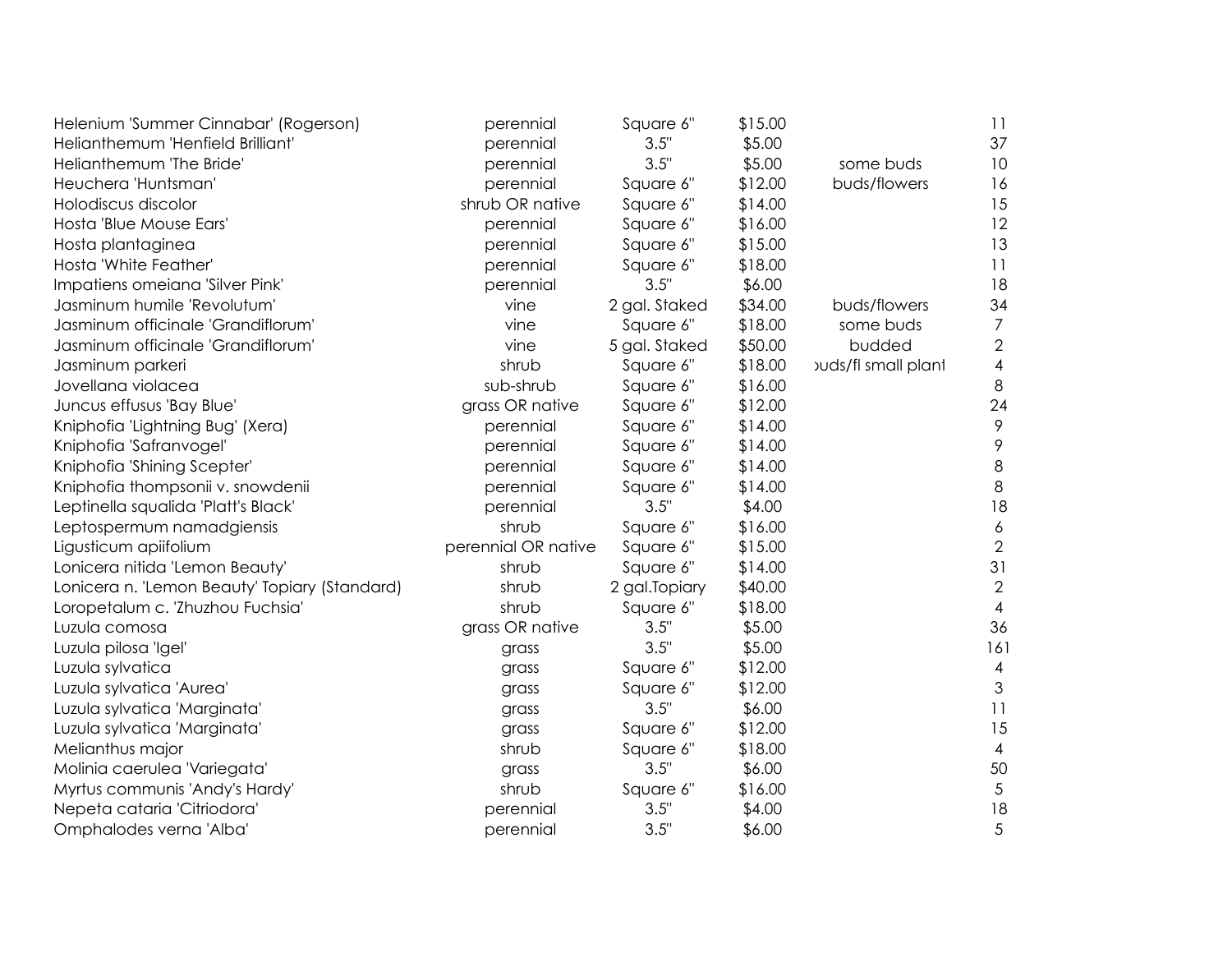| | | | | | |
|---|---|---|---|---|---|
| Helenium 'Summer Cinnabar' (Rogerson) | perennial | Square 6" | $15.00 | | 11 |
| Helianthemum 'Henfield Brilliant' | perennial | 3.5" | $5.00 | | 37 |
| Helianthemum 'The Bride' | perennial | 3.5" | $5.00 | some buds | 10 |
| Heuchera 'Huntsman' | perennial | Square 6" | $12.00 | buds/flowers | 16 |
| Holodiscus discolor | shrub OR native | Square 6" | $14.00 | | 15 |
| Hosta 'Blue Mouse Ears' | perennial | Square 6" | $16.00 | | 12 |
| Hosta plantaginea | perennial | Square 6" | $15.00 | | 13 |
| Hosta 'White Feather' | perennial | Square 6" | $18.00 | | 11 |
| Impatiens omeiana 'Silver Pink' | perennial | 3.5" | $6.00 | | 18 |
| Jasminum humile 'Revolutum' | vine | 2 gal. Staked | $34.00 | buds/flowers | 34 |
| Jasminum officinale 'Grandiflorum' | vine | Square 6" | $18.00 | some buds | 7 |
| Jasminum officinale 'Grandiflorum' | vine | 5 gal. Staked | $50.00 | budded | 2 |
| Jasminum parkeri | shrub | Square 6" | $18.00 | ›uds/fl small plant | 4 |
| Jovellana violacea | sub-shrub | Square 6" | $16.00 | | 8 |
| Juncus effusus 'Bay Blue' | grass OR native | Square 6" | $12.00 | | 24 |
| Kniphofia 'Lightning Bug' (Xera) | perennial | Square 6" | $14.00 | | 9 |
| Kniphofia 'Safranvogel' | perennial | Square 6" | $14.00 | | 9 |
| Kniphofia 'Shining Scepter' | perennial | Square 6" | $14.00 | | 8 |
| Kniphofia thompsonii v. snowdenii | perennial | Square 6" | $14.00 | | 8 |
| Leptinella squalida 'Platt's Black' | perennial | 3.5" | $4.00 | | 18 |
| Leptospermum namadgiensis | shrub | Square 6" | $16.00 | | 6 |
| Ligusticum apiifolium | perennial OR native | Square 6" | $15.00 | | 2 |
| Lonicera nitida 'Lemon Beauty' | shrub | Square 6" | $14.00 | | 31 |
| Lonicera n. 'Lemon Beauty' Topiary (Standard) | shrub | 2 gal.Topiary | $40.00 | | 2 |
| Loropetalum c. 'Zhuzhou Fuchsia' | shrub | Square 6" | $18.00 | | 4 |
| Luzula comosa | grass OR native | 3.5" | $5.00 | | 36 |
| Luzula pilosa 'Igel' | grass | 3.5" | $5.00 | | 161 |
| Luzula sylvatica | grass | Square 6" | $12.00 | | 4 |
| Luzula sylvatica 'Aurea' | grass | Square 6" | $12.00 | | 3 |
| Luzula sylvatica 'Marginata' | grass | 3.5" | $6.00 | | 11 |
| Luzula sylvatica 'Marginata' | grass | Square 6" | $12.00 | | 15 |
| Melianthus major | shrub | Square 6" | $18.00 | | 4 |
| Molinia caerulea 'Variegata' | grass | 3.5" | $6.00 | | 50 |
| Myrtus communis 'Andy's Hardy' | shrub | Square 6" | $16.00 | | 5 |
| Nepeta cataria 'Citriodora' | perennial | 3.5" | $4.00 | | 18 |
| Omphalodes verna 'Alba' | perennial | 3.5" | $6.00 | | 5 |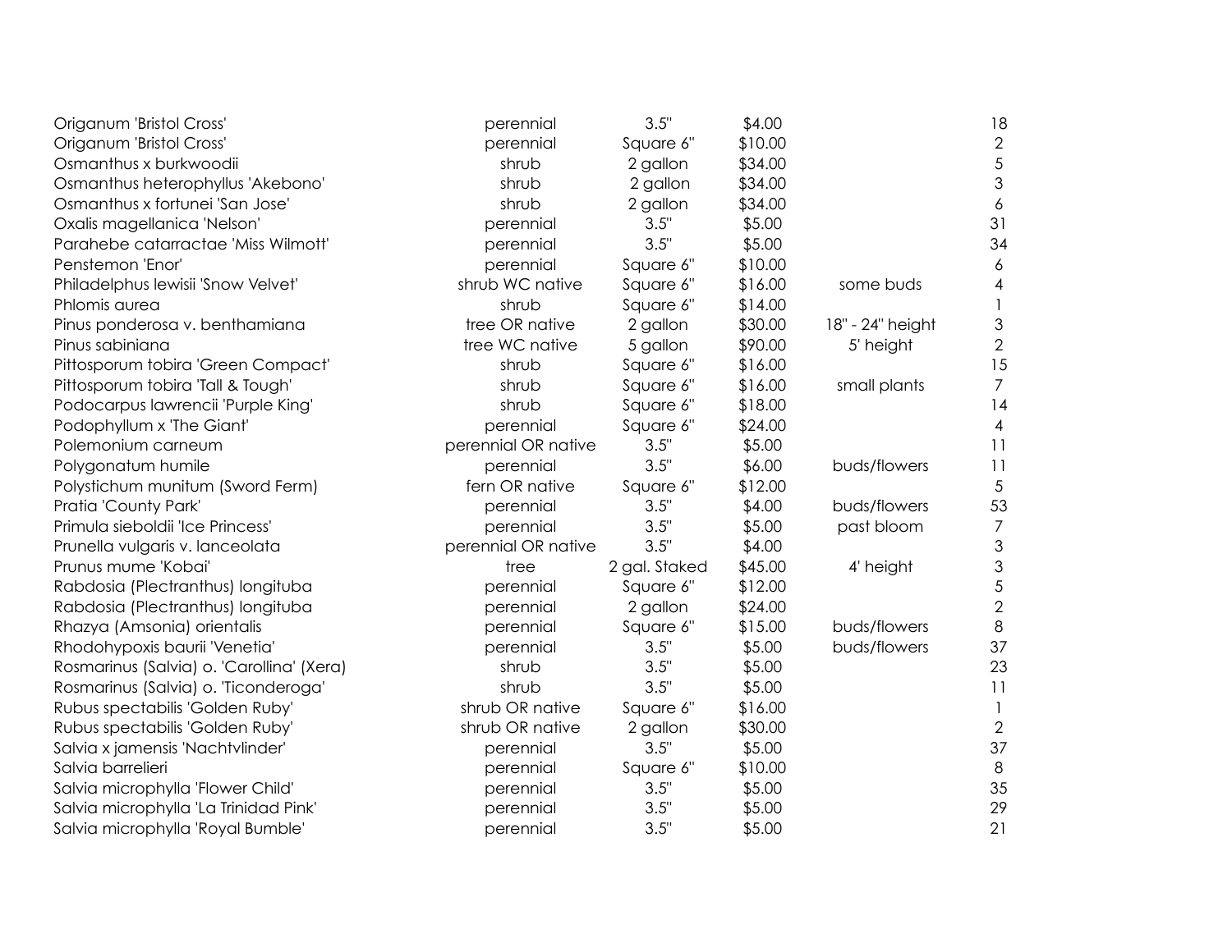| | | | | | |
|---|---|---|---|---|---|
| Origanum 'Bristol Cross' | perennial | 3.5" | $4.00 | | 18 |
| Origanum 'Bristol Cross' | perennial | Square 6" | $10.00 | | 2 |
| Osmanthus x burkwoodii | shrub | 2 gallon | $34.00 | | 5 |
| Osmanthus heterophyllus 'Akebono' | shrub | 2 gallon | $34.00 | | 3 |
| Osmanthus x fortunei 'San Jose' | shrub | 2 gallon | $34.00 | | 6 |
| Oxalis magellanica 'Nelson' | perennial | 3.5" | $5.00 | | 31 |
| Parahebe catarractae 'Miss Wilmott' | perennial | 3.5" | $5.00 | | 34 |
| Penstemon 'Enor' | perennial | Square 6" | $10.00 | | 6 |
| Philadelphus lewisii 'Snow Velvet' | shrub WC native | Square 6" | $16.00 | some buds | 4 |
| Phlomis aurea | shrub | Square 6" | $14.00 | | 1 |
| Pinus ponderosa v. benthamiana | tree OR native | 2 gallon | $30.00 | 18" - 24" height | 3 |
| Pinus sabiniana | tree WC native | 5 gallon | $90.00 | 5' height | 2 |
| Pittosporum tobira 'Green Compact' | shrub | Square 6" | $16.00 | | 15 |
| Pittosporum tobira 'Tall & Tough' | shrub | Square 6" | $16.00 | small plants | 7 |
| Podocarpus lawrencii 'Purple King' | shrub | Square 6" | $18.00 | | 14 |
| Podophyllum x 'The Giant' | perennial | Square 6" | $24.00 | | 4 |
| Polemonium carneum | perennial OR native | 3.5" | $5.00 | | 11 |
| Polygonatum humile | perennial | 3.5" | $6.00 | buds/flowers | 11 |
| Polystichum munitum (Sword Ferm) | fern OR native | Square 6" | $12.00 | | 5 |
| Pratia 'County Park' | perennial | 3.5" | $4.00 | buds/flowers | 53 |
| Primula sieboldii 'Ice Princess' | perennial | 3.5" | $5.00 | past bloom | 7 |
| Prunella vulgaris v. lanceolata | perennial OR native | 3.5" | $4.00 | | 3 |
| Prunus mume 'Kobai' | tree | 2 gal. Staked | $45.00 | 4' height | 3 |
| Rabdosia (Plectranthus) longituba | perennial | Square 6" | $12.00 | | 5 |
| Rabdosia (Plectranthus) longituba | perennial | 2 gallon | $24.00 | | 2 |
| Rhazya (Amsonia) orientalis | perennial | Square 6" | $15.00 | buds/flowers | 8 |
| Rhodohypoxis baurii 'Venetia' | perennial | 3.5" | $5.00 | buds/flowers | 37 |
| Rosmarinus (Salvia) o. 'Carollina' (Xera) | shrub | 3.5" | $5.00 | | 23 |
| Rosmarinus (Salvia) o. 'Ticonderoga' | shrub | 3.5" | $5.00 | | 11 |
| Rubus spectabilis 'Golden Ruby' | shrub OR native | Square 6" | $16.00 | | 1 |
| Rubus spectabilis 'Golden Ruby' | shrub OR native | 2 gallon | $30.00 | | 2 |
| Salvia x jamensis 'Nachtvlinder' | perennial | 3.5" | $5.00 | | 37 |
| Salvia barrelieri | perennial | Square 6" | $10.00 | | 8 |
| Salvia microphylla 'Flower Child' | perennial | 3.5" | $5.00 | | 35 |
| Salvia microphylla 'La Trinidad Pink' | perennial | 3.5" | $5.00 | | 29 |
| Salvia microphylla 'Royal Bumble' | perennial | 3.5" | $5.00 | | 21 |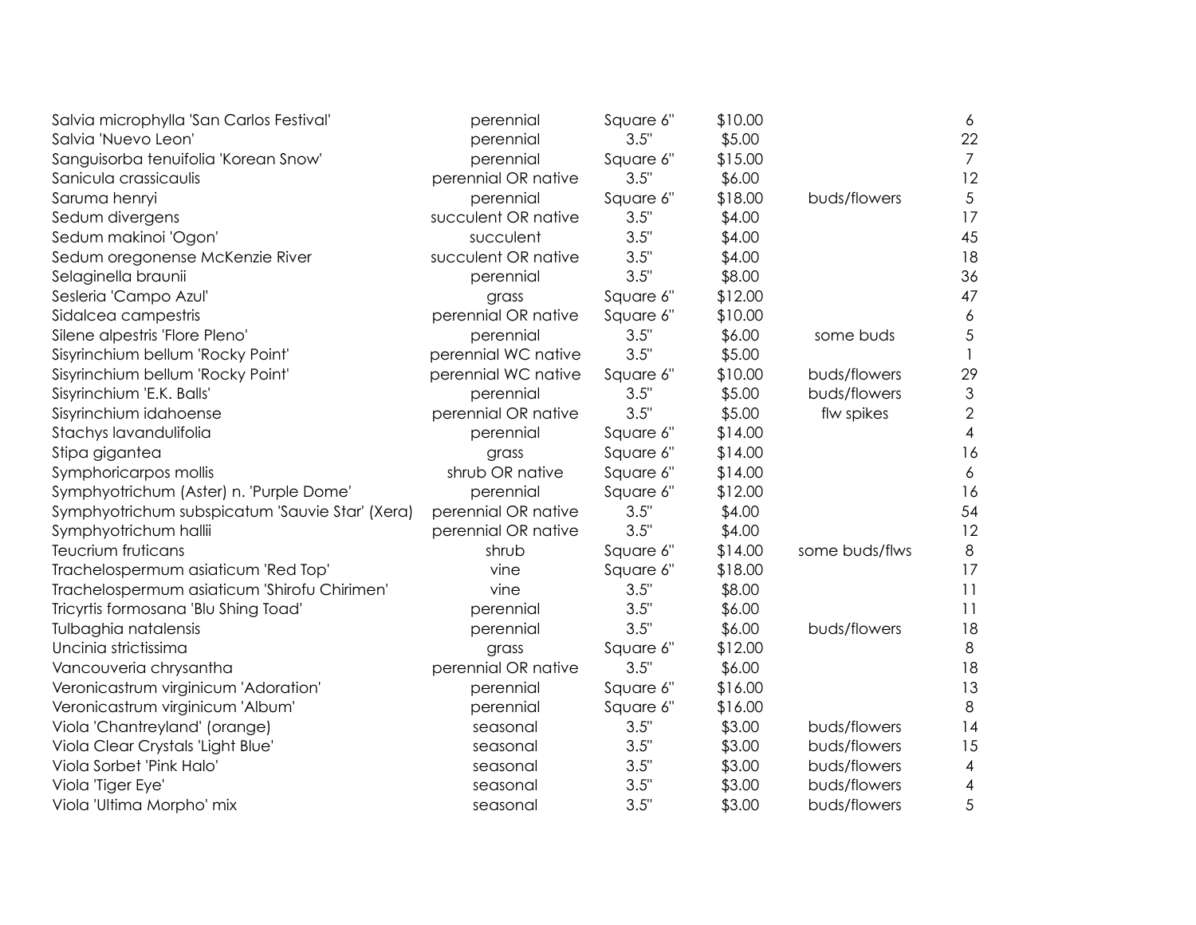| | | | | | |
|---|---|---|---|---|---|
| Salvia microphylla 'San Carlos Festival' | perennial | Square 6" | $10.00 | | 6 |
| Salvia 'Nuevo Leon' | perennial | 3.5" | $5.00 | | 22 |
| Sanguisorba tenuifolia 'Korean Snow' | perennial | Square 6" | $15.00 | | 7 |
| Sanicula crassicaulis | perennial OR native | 3.5" | $6.00 | | 12 |
| Saruma henryi | perennial | Square 6" | $18.00 | buds/flowers | 5 |
| Sedum divergens | succulent OR native | 3.5" | $4.00 | | 17 |
| Sedum makinoi 'Ogon' | succulent | 3.5" | $4.00 | | 45 |
| Sedum oregonense McKenzie River | succulent OR native | 3.5" | $4.00 | | 18 |
| Selaginella braunii | perennial | 3.5" | $8.00 | | 36 |
| Sesleria 'Campo Azul' | grass | Square 6" | $12.00 | | 47 |
| Sidalcea campestris | perennial OR native | Square 6" | $10.00 | | 6 |
| Silene alpestris 'Flore Pleno' | perennial | 3.5" | $6.00 | some buds | 5 |
| Sisyrinchium bellum 'Rocky Point' | perennial WC native | 3.5" | $5.00 | | 1 |
| Sisyrinchium bellum 'Rocky Point' | perennial WC native | Square 6" | $10.00 | buds/flowers | 29 |
| Sisyrinchium 'E.K. Balls' | perennial | 3.5" | $5.00 | buds/flowers | 3 |
| Sisyrinchium idahoense | perennial OR native | 3.5" | $5.00 | flw spikes | 2 |
| Stachys lavandulifolia | perennial | Square 6" | $14.00 | | 4 |
| Stipa gigantea | grass | Square 6" | $14.00 | | 16 |
| Symphoricarpos mollis | shrub OR native | Square 6" | $14.00 | | 6 |
| Symphyotrichum (Aster) n. 'Purple Dome' | perennial | Square 6" | $12.00 | | 16 |
| Symphyotrichum subspicatum 'Sauvie Star' (Xera) | perennial OR native | 3.5" | $4.00 | | 54 |
| Symphyotrichum hallii | perennial OR native | 3.5" | $4.00 | | 12 |
| Teucrium fruticans | shrub | Square 6" | $14.00 | some buds/flws | 8 |
| Trachelospermum asiaticum 'Red Top' | vine | Square 6" | $18.00 | | 17 |
| Trachelospermum asiaticum 'Shirofu Chirimen' | vine | 3.5" | $8.00 | | 11 |
| Tricyrtis formosana 'Blu Shing Toad' | perennial | 3.5" | $6.00 | | 11 |
| Tulbaghia natalensis | perennial | 3.5" | $6.00 | buds/flowers | 18 |
| Uncinia strictissima | grass | Square 6" | $12.00 | | 8 |
| Vancouveria chrysantha | perennial OR native | 3.5" | $6.00 | | 18 |
| Veronicastrum virginicum 'Adoration' | perennial | Square 6" | $16.00 | | 13 |
| Veronicastrum virginicum 'Album' | perennial | Square 6" | $16.00 | | 8 |
| Viola 'Chantreyland' (orange) | seasonal | 3.5" | $3.00 | buds/flowers | 14 |
| Viola Clear Crystals 'Light Blue' | seasonal | 3.5" | $3.00 | buds/flowers | 15 |
| Viola Sorbet 'Pink Halo' | seasonal | 3.5" | $3.00 | buds/flowers | 4 |
| Viola 'Tiger Eye' | seasonal | 3.5" | $3.00 | buds/flowers | 4 |
| Viola 'Ultima Morpho' mix | seasonal | 3.5" | $3.00 | buds/flowers | 5 |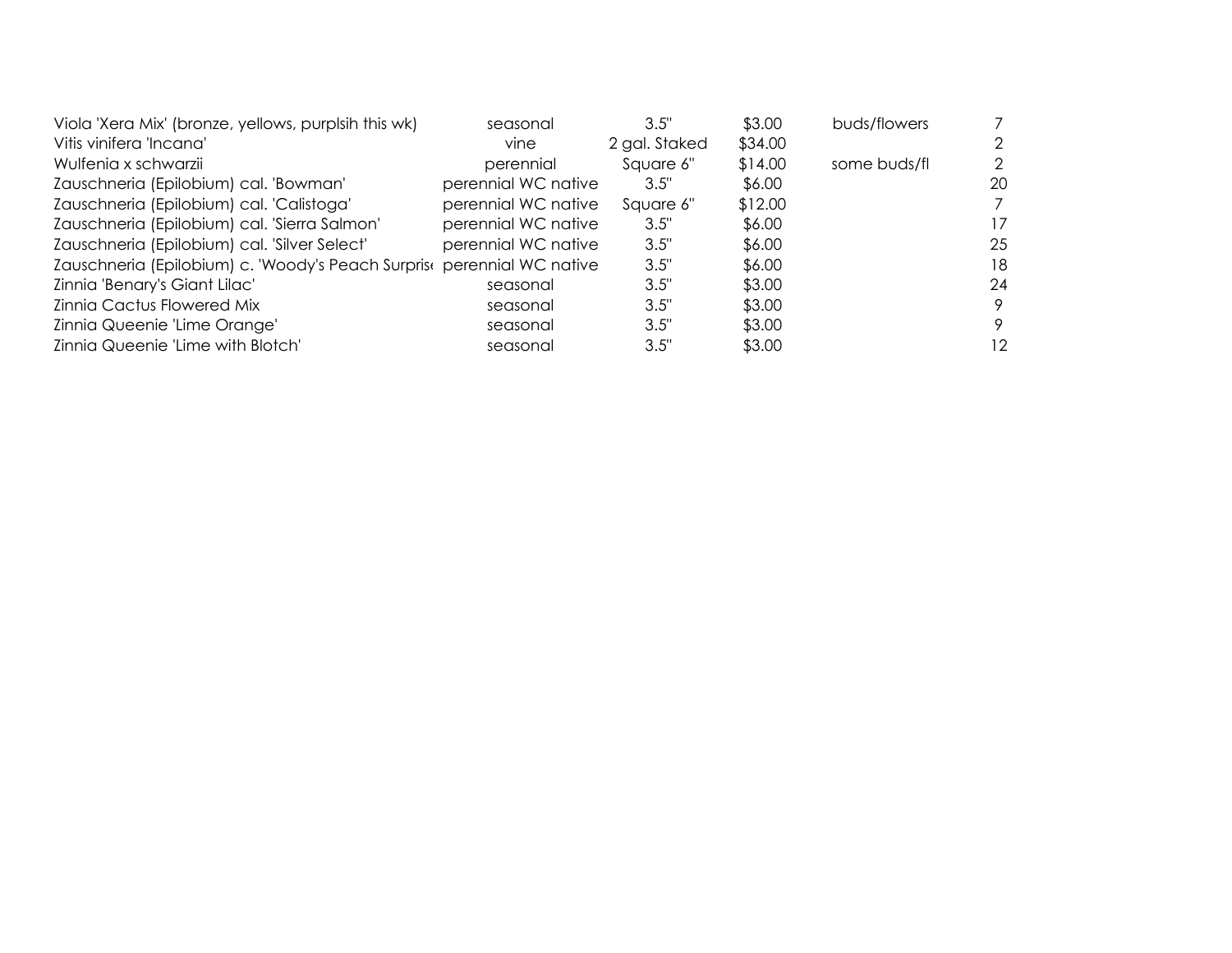| | | | | | |
|---|---|---|---|---|---|
| Viola 'Xera Mix' (bronze, yellows, purplsih this wk) | seasonal | 3.5" | $3.00 | buds/flowers | 7 |
| Vitis vinifera 'Incana' | vine | 2 gal. Staked | $34.00 | | 2 |
| Wulfenia x schwarzii | perennial | Square 6" | $14.00 | some buds/fl | 2 |
| Zauschneria (Epilobium) cal. 'Bowman' | perennial WC native | 3.5" | $6.00 | | 20 |
| Zauschneria (Epilobium) cal. 'Calistoga' | perennial WC native | Square 6" | $12.00 | | 7 |
| Zauschneria (Epilobium) cal. 'Sierra Salmon' | perennial WC native | 3.5" | $6.00 | | 17 |
| Zauschneria (Epilobium) cal. 'Silver Select' | perennial WC native | 3.5" | $6.00 | | 25 |
| Zauschneria (Epilobium) c. 'Woody's Peach Surprise | perennial WC native | 3.5" | $6.00 | | 18 |
| Zinnia 'Benary's Giant Lilac' | seasonal | 3.5" | $3.00 | | 24 |
| Zinnia Cactus Flowered Mix | seasonal | 3.5" | $3.00 | | 9 |
| Zinnia Queenie 'Lime Orange' | seasonal | 3.5" | $3.00 | | 9 |
| Zinnia Queenie 'Lime with Blotch' | seasonal | 3.5" | $3.00 | | 12 |